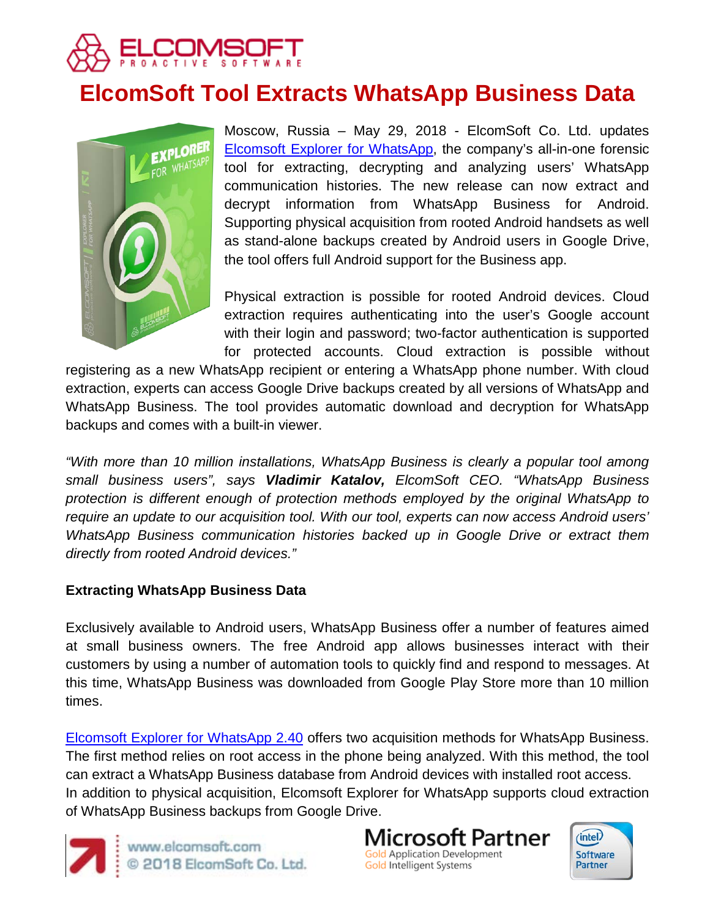# ElcomSoft Tool Extracts WhatsApp Business Data

Moscow, Russia – May 29, 2018 - ElcomSoft Co. Ltd. updates Elcomsoft Explorer for WhatsApp, the company's all-in-one forensic tool for extracting, decrypting and analyzing users' WhatsApp communication histories. The new release can now extract and decrypt information from WhatsApp Business for Android. Supporting physical acquisition from rooted Android handsets as well as stand-alone backups created by Android users in Google Drive, the tool offers full Android support for the Business app.

Physical extraction is possible for rooted Android devices. Cloud extraction requires authenticating into the user's Google account with their login and password; two-factor authentication is supported for protected accounts. Cloud extraction is possible without registering as a new WhatsApp recipient or entering a WhatsApp phone number. With cloud extraction, experts can access Google Drive backups created by all versions of WhatsApp and WhatsApp Business. The tool provides automatic download and decryption for WhatsApp backups and comes with a built-in viewer.

*"With more than 10 million installations, WhatsApp Business is clearly a popular tool among small business users", says **Vladimir Katalov,** ElcomSoft CEO. "WhatsApp Business protection is different enough of protection methods employed by the original WhatsApp to require an update to our acquisition tool. With our tool, experts can now access Android users' WhatsApp Business communication histories backed up in Google Drive or extract them directly from rooted Android devices."*

**Extracting WhatsApp Business Data**

Exclusively available to Android users, WhatsApp Business offer a number of features aimed at small business owners. The free Android app allows businesses interact with their customers by using a number of automation tools to quickly find and respond to messages. At this time, WhatsApp Business was downloaded from Google Play Store more than 10 million times.

Elcomsoft Explorer for WhatsApp 2.40 offers two acquisition methods for WhatsApp Business. The first method relies on root access in the phone being analyzed. With this method, the tool can extract a WhatsApp Business database from Android devices with installed root access.
In addition to physical acquisition, Elcomsoft Explorer for WhatsApp supports cloud extraction of WhatsApp Business backups from Google Drive.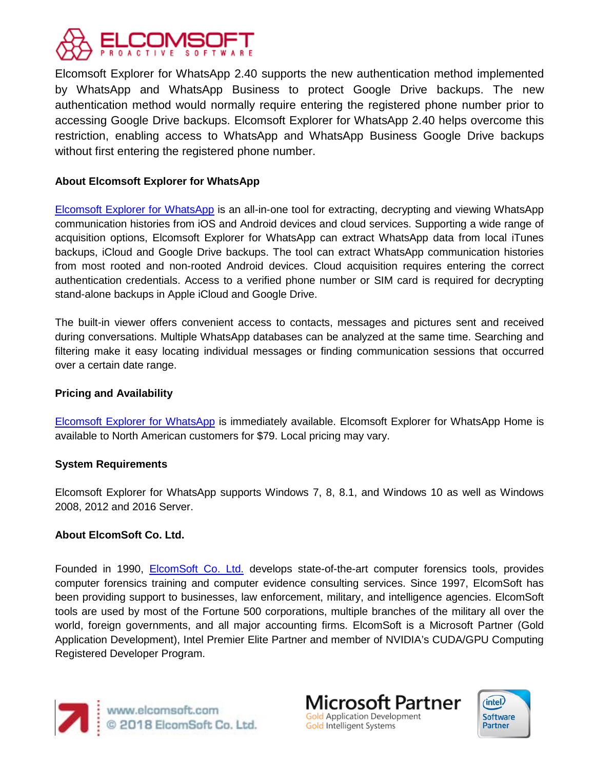Elcomsoft Explorer for WhatsApp 2.40 supports the new authentication method implemented by WhatsApp and WhatsApp Business to protect Google Drive backups. The new authentication method would normally require entering the registered phone number prior to accessing Google Drive backups. Elcomsoft Explorer for WhatsApp 2.40 helps overcome this restriction, enabling access to WhatsApp and WhatsApp Business Google Drive backups without first entering the registered phone number.

**About Elcomsoft Explorer for WhatsApp**

Elcomsoft Explorer for WhatsApp is an all-in-one tool for extracting, decrypting and viewing WhatsApp communication histories from iOS and Android devices and cloud services. Supporting a wide range of acquisition options, Elcomsoft Explorer for WhatsApp can extract WhatsApp data from local iTunes backups, iCloud and Google Drive backups. The tool can extract WhatsApp communication histories from most rooted and non-rooted Android devices. Cloud acquisition requires entering the correct authentication credentials. Access to a verified phone number or SIM card is required for decrypting stand-alone backups in Apple iCloud and Google Drive.

The built-in viewer offers convenient access to contacts, messages and pictures sent and received during conversations. Multiple WhatsApp databases can be analyzed at the same time. Searching and filtering make it easy locating individual messages or finding communication sessions that occurred over a certain date range.

**Pricing and Availability**

Elcomsoft Explorer for WhatsApp is immediately available. Elcomsoft Explorer for WhatsApp Home is available to North American customers for $79. Local pricing may vary.

**System Requirements**

Elcomsoft Explorer for WhatsApp supports Windows 7, 8, 8.1, and Windows 10 as well as Windows 2008, 2012 and 2016 Server.

**About ElcomSoft Co. Ltd.**

Founded in 1990, ElcomSoft Co. Ltd. develops state-of-the-art computer forensics tools, provides computer forensics training and computer evidence consulting services. Since 1997, ElcomSoft has been providing support to businesses, law enforcement, military, and intelligence agencies. ElcomSoft tools are used by most of the Fortune 500 corporations, multiple branches of the military all over the world, foreign governments, and all major accounting firms. ElcomSoft is a Microsoft Partner (Gold Application Development), Intel Premier Elite Partner and member of NVIDIA's CUDA/GPU Computing Registered Developer Program.